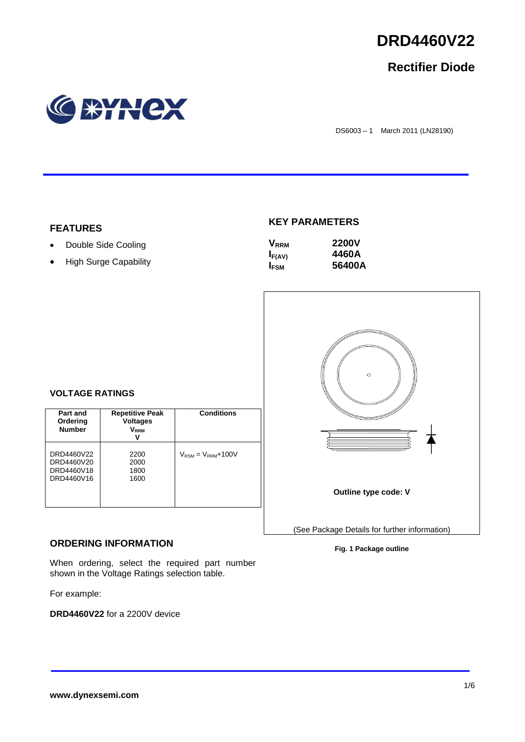# DRD4460V22

## Rectifier Diode

DS6003 – 1 March 2011 (LN28190)

### FEATURES

- Double Side Cooling
- High Surge Capability

### KEY PARAMETERS

| | |
|---|---|
| $V_{RRM}$ | **2200V** |
| $I_{F(AV)}$ | **4460A** |
| $I_{FSM}$ | **56400A** |

### VOLTAGE RATINGS

| Part and Ordering Number | Repetitive Peak Voltages $V_{RRM}$ V | Conditions |
|---|---|---|
| DRD4460V22<br>DRD4460V20<br>DRD4460V18<br>DRD4460V16 | 2200<br>2000<br>1800<br>1600 | $V_{RSM} = V_{RRM}$+100V |

Outline type code: V

(See Package Details for further information)

**Fig. 1 Package outline**

### ORDERING INFORMATION

When ordering, select the required part number shown in the Voltage Ratings selection table.

For example:

**DRD4460V22** for a 2200V device

**www.dynexsemi.com**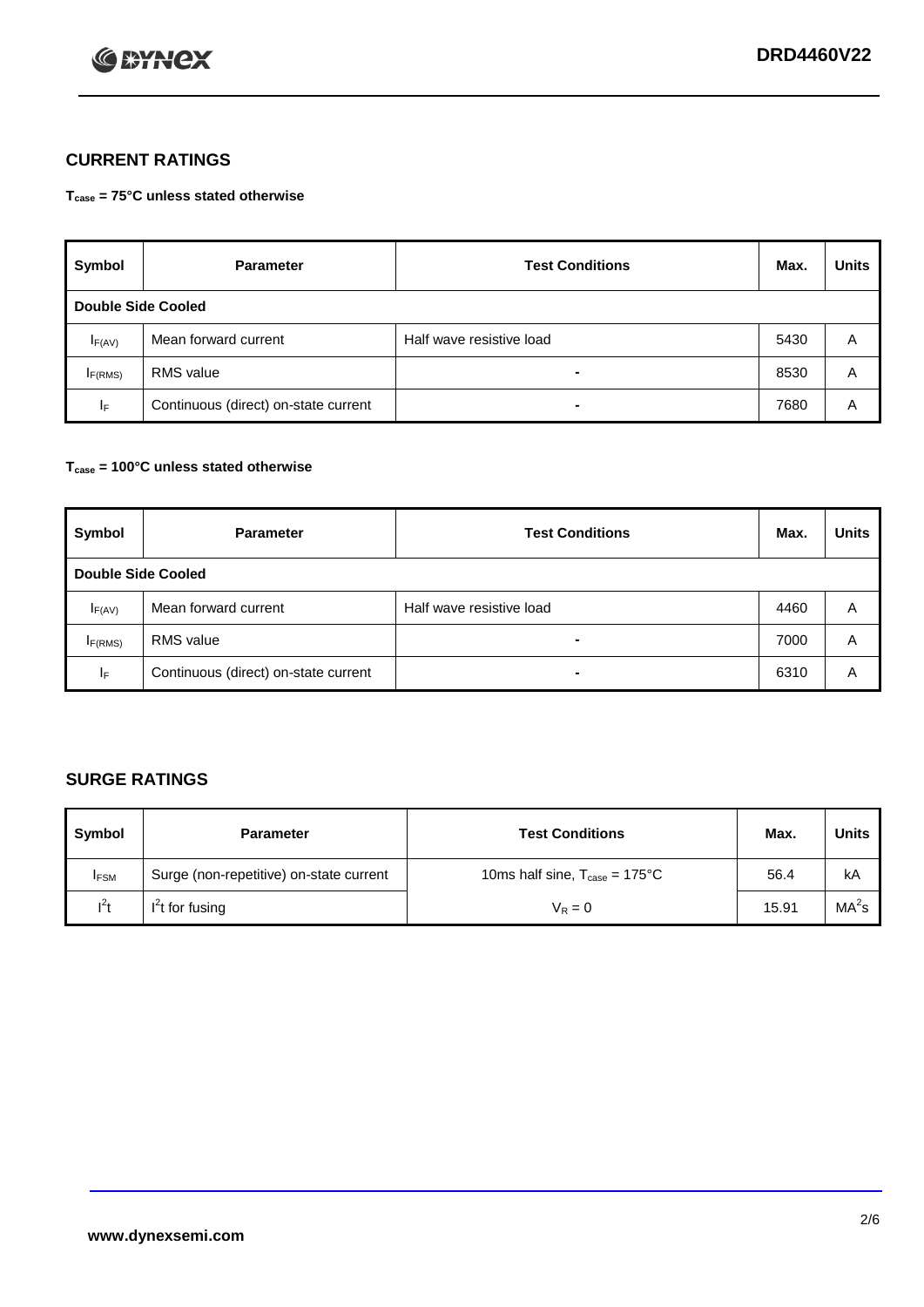## CURRENT RATINGS

**$T_{case}$ = 75°C unless stated otherwise**

| Symbol | Parameter | Test Conditions | Max. | Units |
|---|---|---|---|---|
| **Double Side Cooled** | | | | |
| $I_{F(AV)}$ | Mean forward current | Half wave resistive load | 5430 | A |
| $I_{F(RMS)}$ | RMS value | - | 8530 | A |
| $I_F$ | Continuous (direct) on-state current | - | 7680 | A |

**$T_{case}$ = 100°C unless stated otherwise**

| Symbol | Parameter | Test Conditions | Max. | Units |
|---|---|---|---|---|
| **Double Side Cooled** | | | | |
| $I_{F(AV)}$ | Mean forward current | Half wave resistive load | 4460 | A |
| $I_{F(RMS)}$ | RMS value | - | 7000 | A |
| $I_F$ | Continuous (direct) on-state current | - | 6310 | A |

## SURGE RATINGS

| Symbol | Parameter | Test Conditions | Max. | Units |
|---|---|---|---|---|
| $I_{FSM}$ | Surge (non-repetitive) on-state current | 10ms half sine, $T_{case}$ = 175°C | 56.4 | kA |
| $I^2t$ | $I^2t$ for fusing | $V_R = 0$ | 15.91 | $MA^2s$ |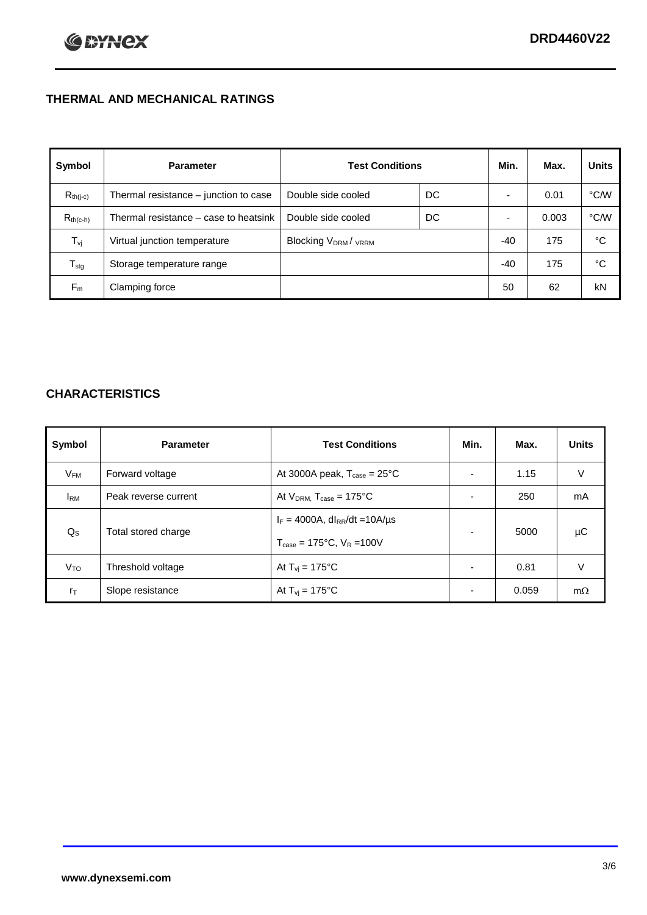## THERMAL AND MECHANICAL RATINGS

| Symbol | Parameter | Test Conditions | | Min. | Max. | Units |
|---|---|---|---|---|---|---|
| $R_{th(j-c)}$ | Thermal resistance – junction to case | Double side cooled | DC | - | 0.01 | °C/W |
| $R_{th(c-h)}$ | Thermal resistance – case to heatsink | Double side cooled | DC | - | 0.003 | °C/W |
| $T_{vj}$ | Virtual junction temperature | Blocking $V_{DRM}$ / $V_{RRM}$ | | -40 | 175 | °C |
| $T_{stg}$ | Storage temperature range | | | -40 | 175 | °C |
| $F_m$ | Clamping force | | | 50 | 62 | kN |

## CHARACTERISTICS

| Symbol | Parameter | Test Conditions | Min. | Max. | Units |
|---|---|---|---|---|---|
| $V_{FM}$ | Forward voltage | At 3000A peak, $T_{case}$ = 25°C | - | 1.15 | V |
| $I_{RM}$ | Peak reverse current | At $V_{DRM}$, $T_{case}$ = 175°C | - | 250 | mA |
| $Q_S$ | Total stored charge | $I_F$ = 4000A, $dI_{RR}/dt$ = 10A/µs<br>$T_{case}$ = 175°C, $V_R$ = 100V | - | 5000 | µC |
| $V_{TO}$ | Threshold voltage | At $T_{vj}$ = 175°C | - | 0.81 | V |
| $r_T$ | Slope resistance | At $T_{vj}$ = 175°C | - | 0.059 | mΩ |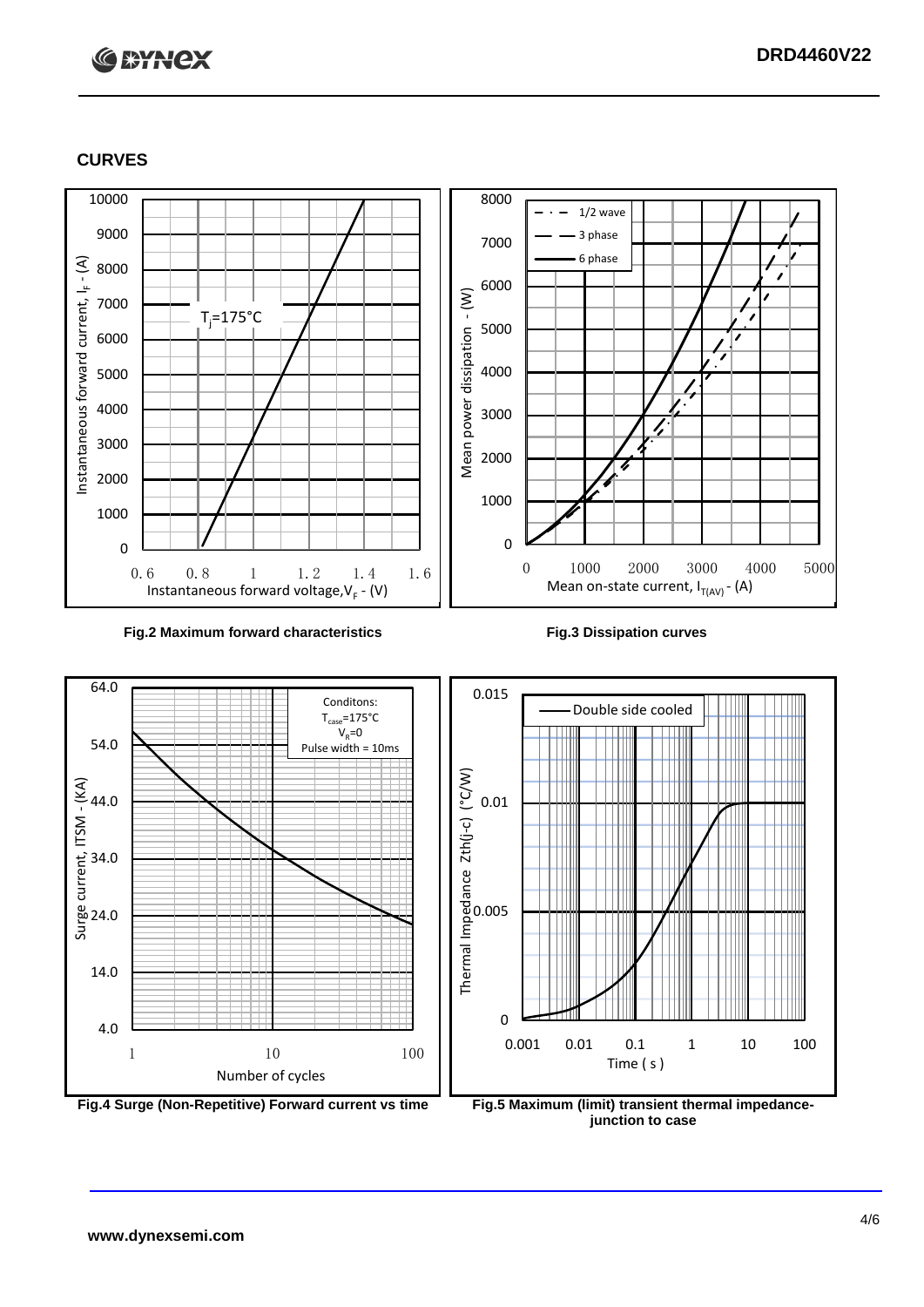## CURVES

Fig.2 Maximum forward characteristics

Fig.3 Dissipation curves

Fig.4 Surge (Non-Repetitive) Forward current vs time

Fig.5 Maximum (limit) transient thermal impedance- junction to case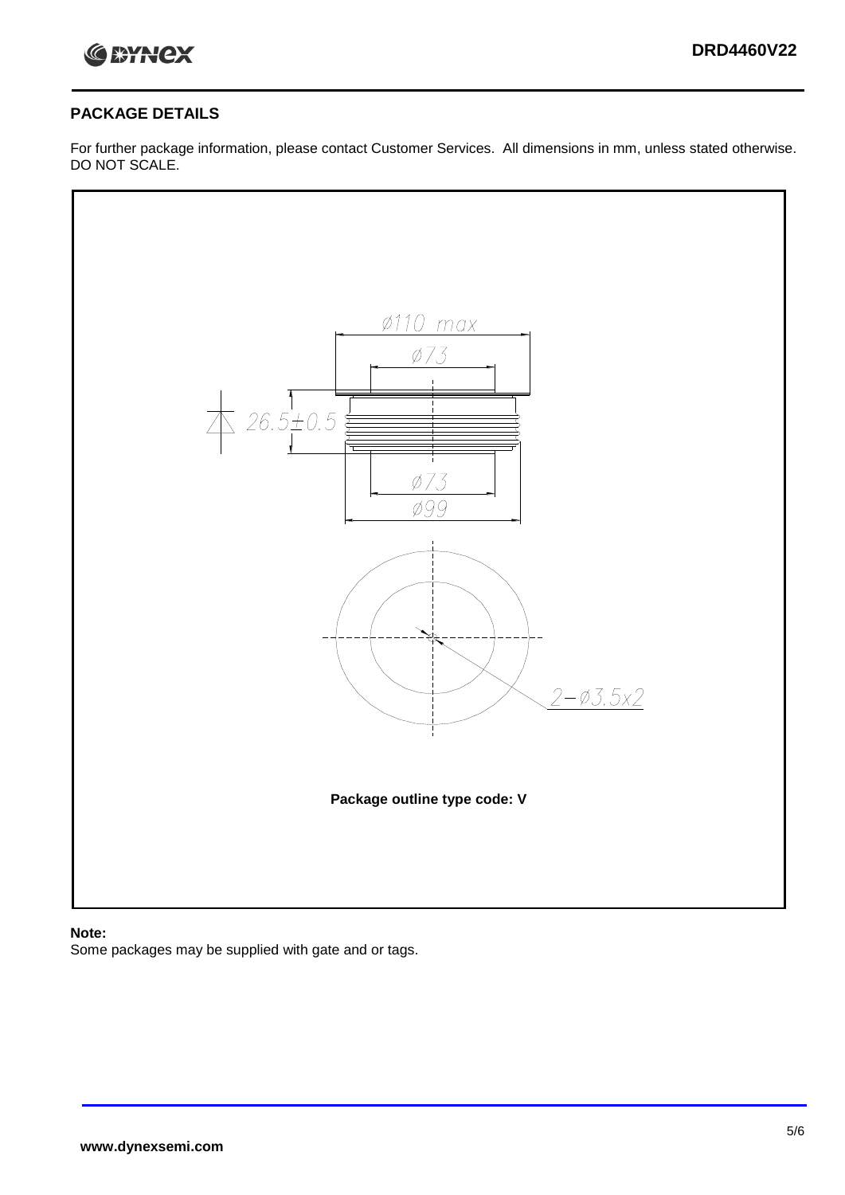## PACKAGE DETAILS

For further package information, please contact Customer Services. All dimensions in mm, unless stated otherwise. DO NOT SCALE.

Ø110 max

Ø73

26.5±0.5

Ø73

Ø99

2–Ø3.5x2

**Package outline type code: V**

**Note:**

Some packages may be supplied with gate and or tags.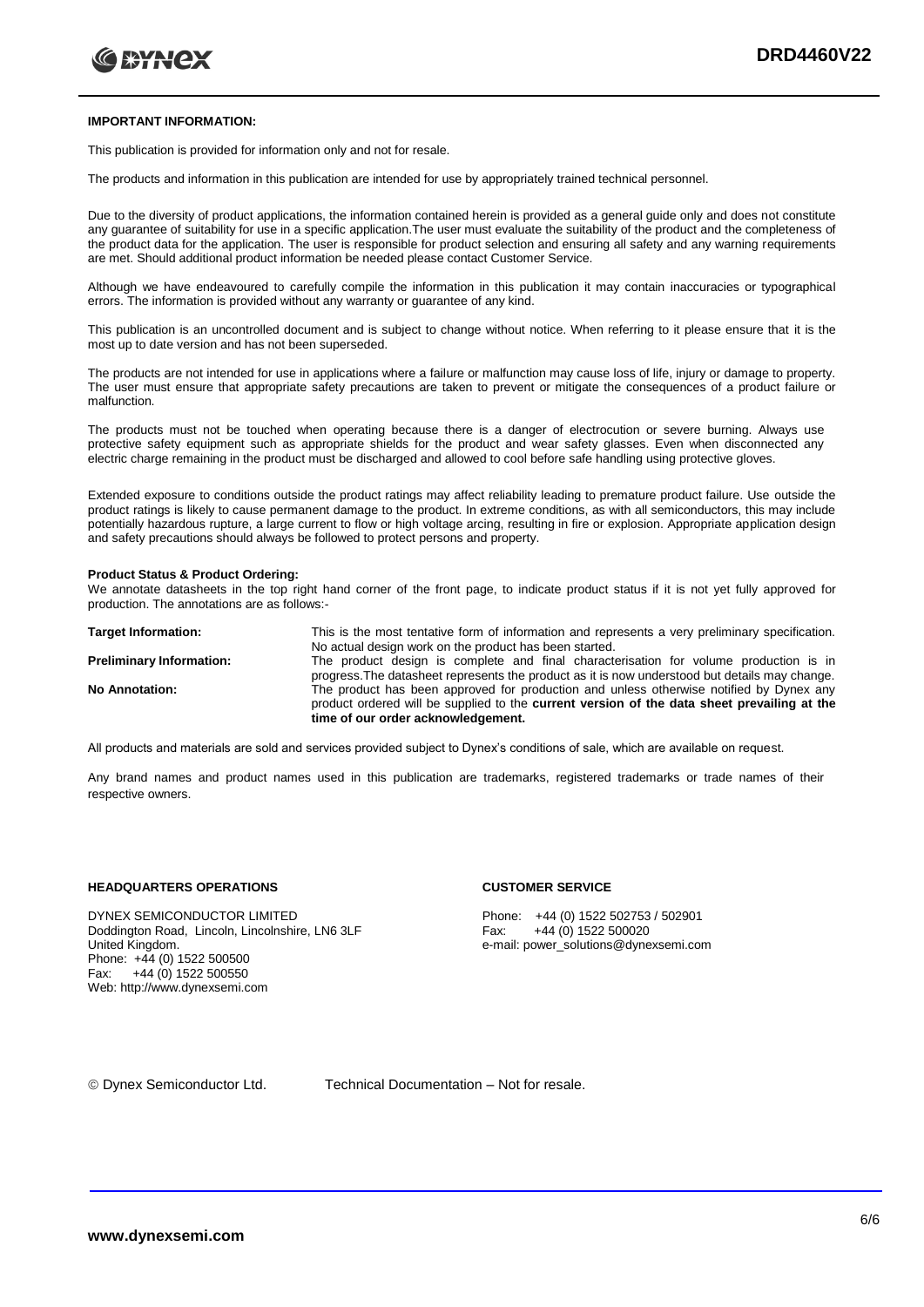**IMPORTANT INFORMATION:**

This publication is provided for information only and not for resale.

The products and information in this publication are intended for use by appropriately trained technical personnel.

Due to the diversity of product applications, the information contained herein is provided as a general guide only and does not constitute any guarantee of suitability for use in a specific application.The user must evaluate the suitability of the product and the completeness of the product data for the application. The user is responsible for product selection and ensuring all safety and any warning requirements are met. Should additional product information be needed please contact Customer Service.

Although we have endeavoured to carefully compile the information in this publication it may contain inaccuracies or typographical errors. The information is provided without any warranty or guarantee of any kind.

This publication is an uncontrolled document and is subject to change without notice. When referring to it please ensure that it is the most up to date version and has not been superseded.

The products are not intended for use in applications where a failure or malfunction may cause loss of life, injury or damage to property. The user must ensure that appropriate safety precautions are taken to prevent or mitigate the consequences of a product failure or malfunction.

The products must not be touched when operating because there is a danger of electrocution or severe burning. Always use protective safety equipment such as appropriate shields for the product and wear safety glasses. Even when disconnected any electric charge remaining in the product must be discharged and allowed to cool before safe handling using protective gloves.

Extended exposure to conditions outside the product ratings may affect reliability leading to premature product failure. Use outside the product ratings is likely to cause permanent damage to the product. In extreme conditions, as with all semiconductors, this may include potentially hazardous rupture, a large current to flow or high voltage arcing, resulting in fire or explosion. Appropriate application design and safety precautions should always be followed to protect persons and property.

**Product Status & Product Ordering:**

We annotate datasheets in the top right hand corner of the front page, to indicate product status if it is not yet fully approved for production. The annotations are as follows:-

| | |
|---|---|
| **Target Information:** | This is the most tentative form of information and represents a very preliminary specification. No actual design work on the product has been started. |
| **Preliminary Information:** | The product design is complete and final characterisation for volume production is in progress.The datasheet represents the product as it is now understood but details may change. |
| **No Annotation:** | The product has been approved for production and unless otherwise notified by Dynex any product ordered will be supplied to the **current version of the data sheet prevailing at the time of our order acknowledgement.** |

All products and materials are sold and services provided subject to Dynex's conditions of sale, which are available on request.

Any brand names and product names used in this publication are trademarks, registered trademarks or trade names of their respective owners.

**HEADQUARTERS OPERATIONS**

DYNEX SEMICONDUCTOR LIMITED
Doddington Road, Lincoln, Lincolnshire, LN6 3LF
United Kingdom.
Phone: +44 (0) 1522 500500
Fax: +44 (0) 1522 500550
Web: http://www.dynexsemi.com

**CUSTOMER SERVICE**

Phone: +44 (0) 1522 502753 / 502901
Fax: +44 (0) 1522 500020
e-mail: power_solutions@dynexsemi.com

© Dynex Semiconductor Ltd. Technical Documentation – Not for resale.